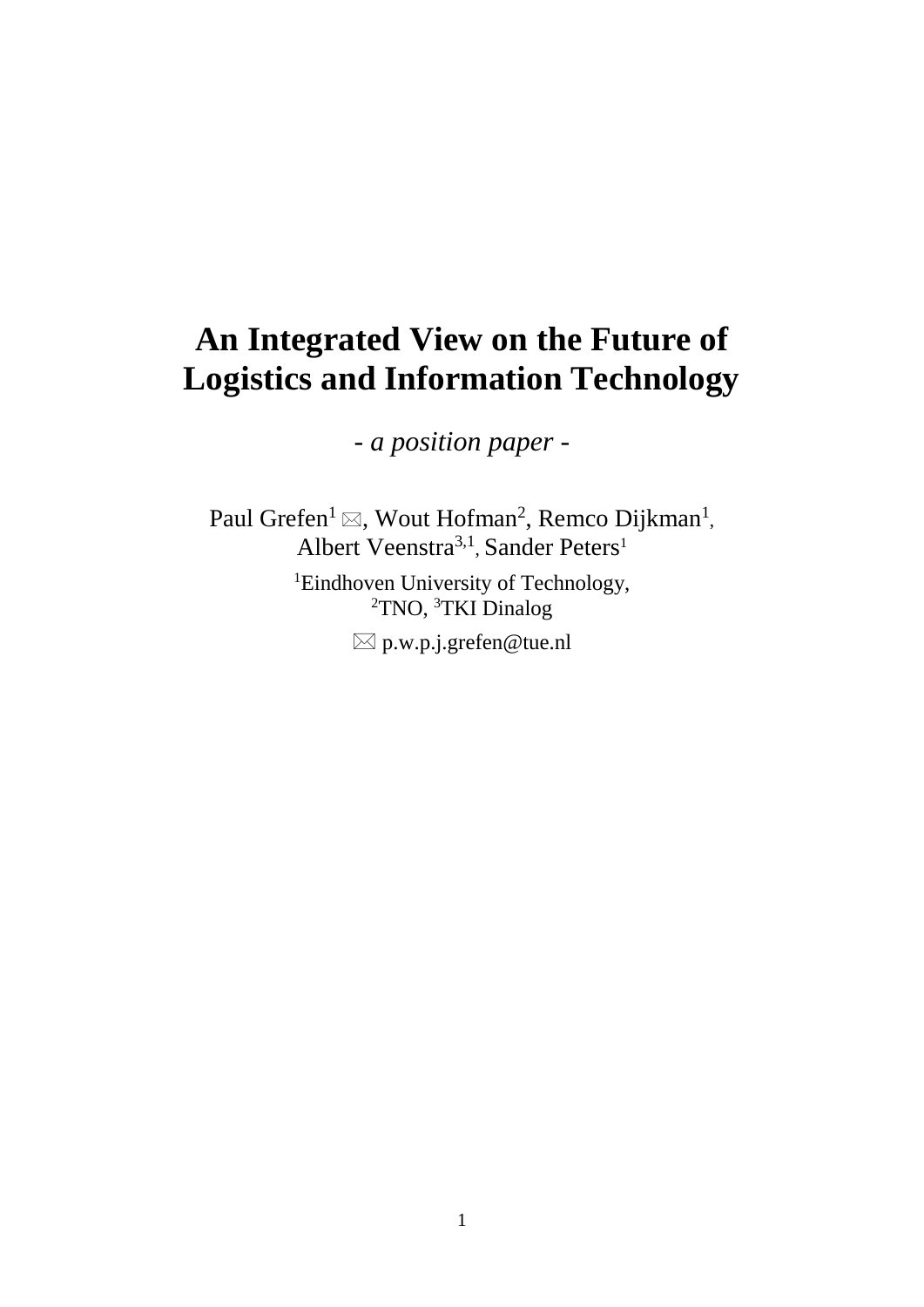# An Integrated View on the Future of Logistics and Information Technology

- *a position paper* -

Paul Grefen[1] ✉, Wout Hofman[2], Remco Dijkman[1], Albert Veenstra[3,1], Sander Peters[1]

[1]Eindhoven University of Technology, [2]TNO, [3]TKI Dinalog

✉ p.w.p.j.grefen@tue.nl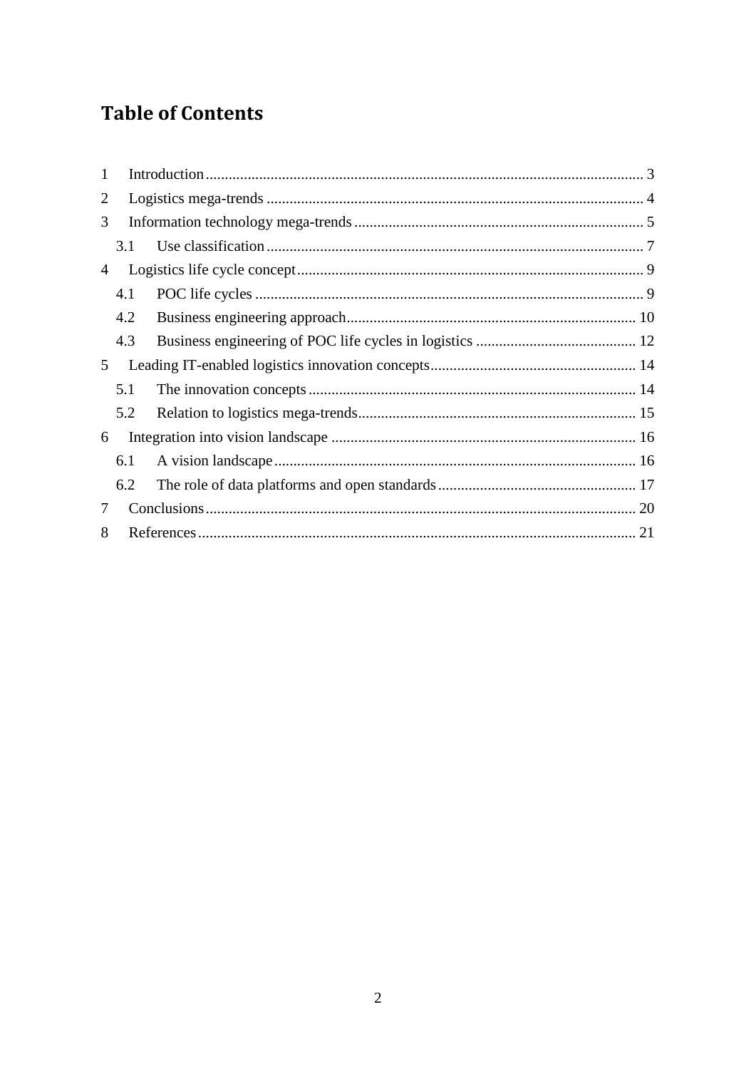# Table of Contents

1 Introduction ... 3
2 Logistics mega-trends ... 4
3 Information technology mega-trends ... 5
  3.1 Use classification ... 7
4 Logistics life cycle concept ... 9
  4.1 POC life cycles ... 9
  4.2 Business engineering approach ... 10
  4.3 Business engineering of POC life cycles in logistics ... 12
5 Leading IT-enabled logistics innovation concepts ... 14
  5.1 The innovation concepts ... 14
  5.2 Relation to logistics mega-trends ... 15
6 Integration into vision landscape ... 16
  6.1 A vision landscape ... 16
  6.2 The role of data platforms and open standards ... 17
7 Conclusions ... 20
8 References ... 21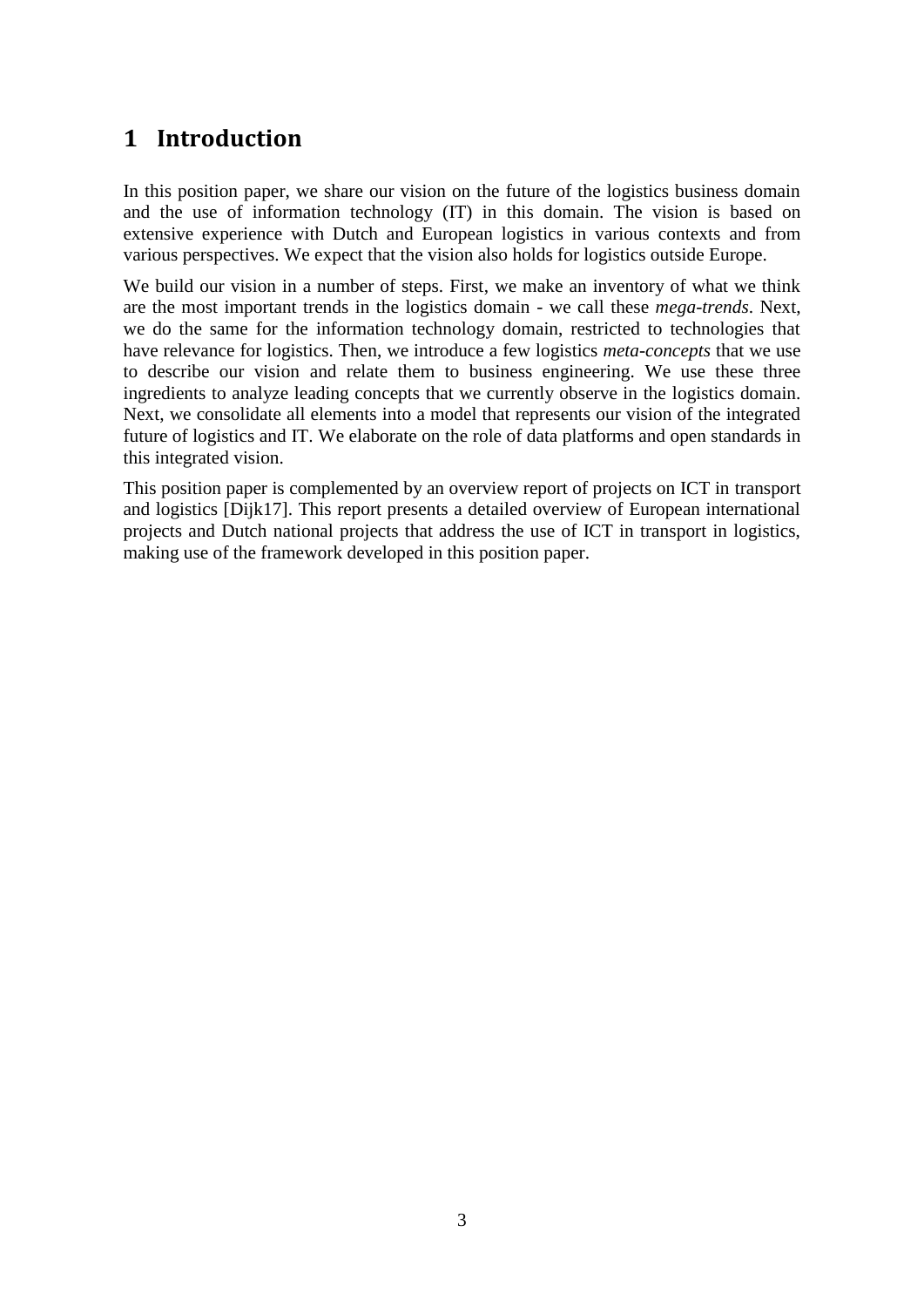# 1 Introduction

In this position paper, we share our vision on the future of the logistics business domain and the use of information technology (IT) in this domain. The vision is based on extensive experience with Dutch and European logistics in various contexts and from various perspectives. We expect that the vision also holds for logistics outside Europe.

We build our vision in a number of steps. First, we make an inventory of what we think are the most important trends in the logistics domain - we call these *mega-trends*. Next, we do the same for the information technology domain, restricted to technologies that have relevance for logistics. Then, we introduce a few logistics *meta-concepts* that we use to describe our vision and relate them to business engineering. We use these three ingredients to analyze leading concepts that we currently observe in the logistics domain. Next, we consolidate all elements into a model that represents our vision of the integrated future of logistics and IT. We elaborate on the role of data platforms and open standards in this integrated vision.

This position paper is complemented by an overview report of projects on ICT in transport and logistics [Dijk17]. This report presents a detailed overview of European international projects and Dutch national projects that address the use of ICT in transport in logistics, making use of the framework developed in this position paper.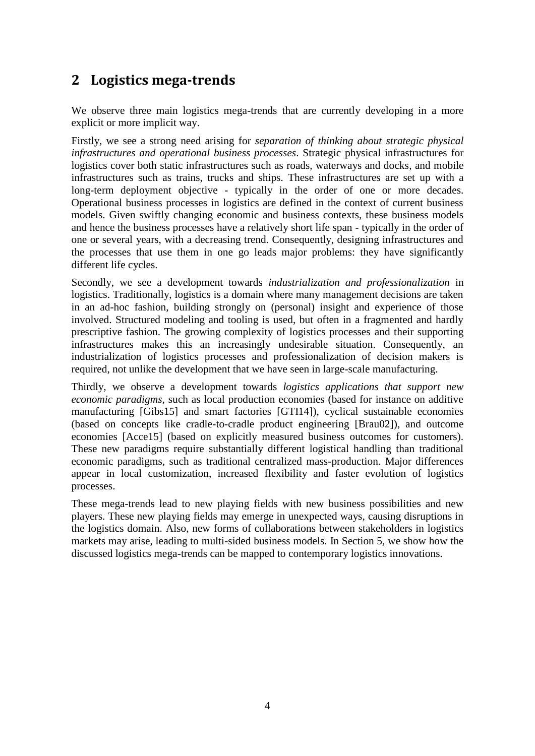## 2 Logistics mega-trends

We observe three main logistics mega-trends that are currently developing in a more explicit or more implicit way.

Firstly, we see a strong need arising for *separation of thinking about strategic physical infrastructures and operational business processes*. Strategic physical infrastructures for logistics cover both static infrastructures such as roads, waterways and docks, and mobile infrastructures such as trains, trucks and ships. These infrastructures are set up with a long-term deployment objective - typically in the order of one or more decades. Operational business processes in logistics are defined in the context of current business models. Given swiftly changing economic and business contexts, these business models and hence the business processes have a relatively short life span - typically in the order of one or several years, with a decreasing trend. Consequently, designing infrastructures and the processes that use them in one go leads major problems: they have significantly different life cycles.

Secondly, we see a development towards *industrialization and professionalization* in logistics. Traditionally, logistics is a domain where many management decisions are taken in an ad-hoc fashion, building strongly on (personal) insight and experience of those involved. Structured modeling and tooling is used, but often in a fragmented and hardly prescriptive fashion. The growing complexity of logistics processes and their supporting infrastructures makes this an increasingly undesirable situation. Consequently, an industrialization of logistics processes and professionalization of decision makers is required, not unlike the development that we have seen in large-scale manufacturing.

Thirdly, we observe a development towards *logistics applications that support new economic paradigms*, such as local production economies (based for instance on additive manufacturing [Gibs15] and smart factories [GTI14]), cyclical sustainable economies (based on concepts like cradle-to-cradle product engineering [Brau02]), and outcome economies [Acce15] (based on explicitly measured business outcomes for customers). These new paradigms require substantially different logistical handling than traditional economic paradigms, such as traditional centralized mass-production. Major differences appear in local customization, increased flexibility and faster evolution of logistics processes.

These mega-trends lead to new playing fields with new business possibilities and new players. These new playing fields may emerge in unexpected ways, causing disruptions in the logistics domain. Also, new forms of collaborations between stakeholders in logistics markets may arise, leading to multi-sided business models. In Section 5, we show how the discussed logistics mega-trends can be mapped to contemporary logistics innovations.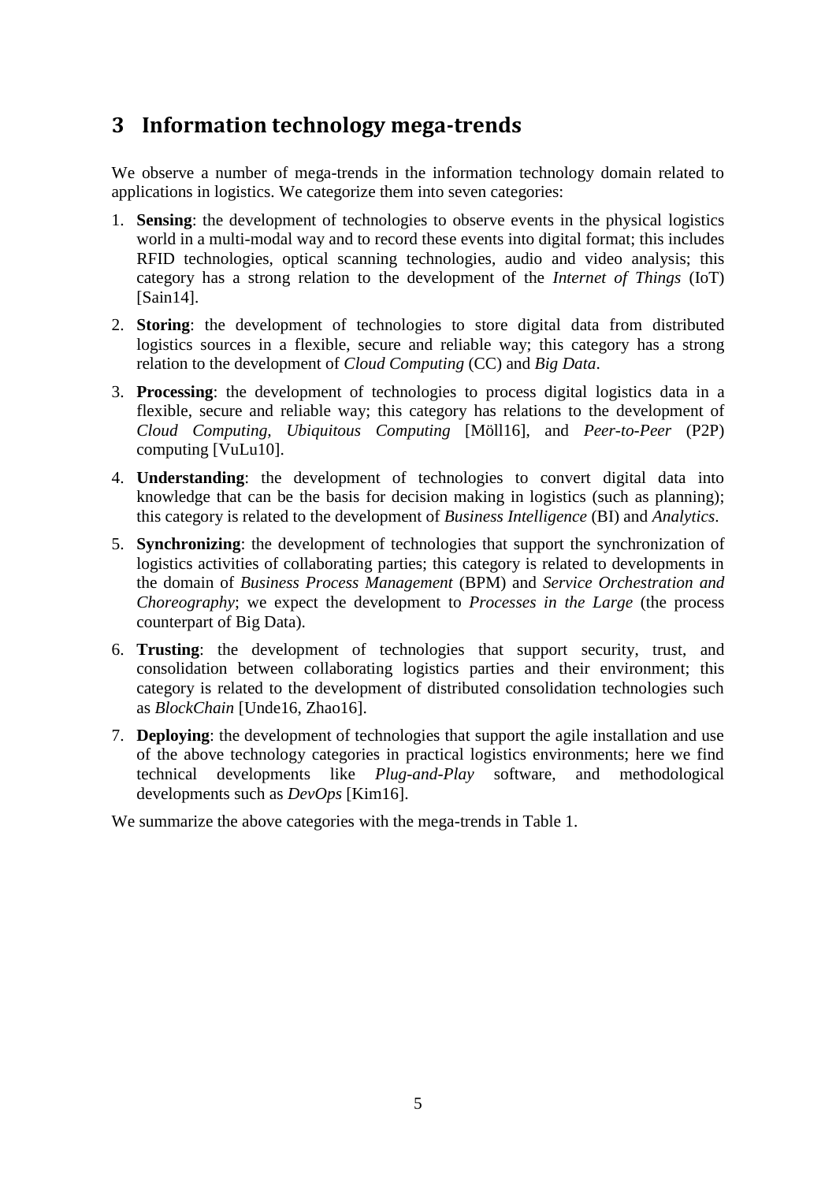# 3 Information technology mega-trends

We observe a number of mega-trends in the information technology domain related to applications in logistics. We categorize them into seven categories:

1. **Sensing**: the development of technologies to observe events in the physical logistics world in a multi-modal way and to record these events into digital format; this includes RFID technologies, optical scanning technologies, audio and video analysis; this category has a strong relation to the development of the *Internet of Things* (IoT) [Sain14].
2. **Storing**: the development of technologies to store digital data from distributed logistics sources in a flexible, secure and reliable way; this category has a strong relation to the development of *Cloud Computing* (CC) and *Big Data*.
3. **Processing**: the development of technologies to process digital logistics data in a flexible, secure and reliable way; this category has relations to the development of *Cloud Computing*, *Ubiquitous Computing* [Möll16], and *Peer-to-Peer* (P2P) computing [VuLu10].
4. **Understanding**: the development of technologies to convert digital data into knowledge that can be the basis for decision making in logistics (such as planning); this category is related to the development of *Business Intelligence* (BI) and *Analytics*.
5. **Synchronizing**: the development of technologies that support the synchronization of logistics activities of collaborating parties; this category is related to developments in the domain of *Business Process Management* (BPM) and *Service Orchestration and Choreography*; we expect the development to *Processes in the Large* (the process counterpart of Big Data).
6. **Trusting**: the development of technologies that support security, trust, and consolidation between collaborating logistics parties and their environment; this category is related to the development of distributed consolidation technologies such as *BlockChain* [Unde16, Zhao16].
7. **Deploying**: the development of technologies that support the agile installation and use of the above technology categories in practical logistics environments; here we find technical developments like *Plug-and-Play* software, and methodological developments such as *DevOps* [Kim16].

We summarize the above categories with the mega-trends in Table 1.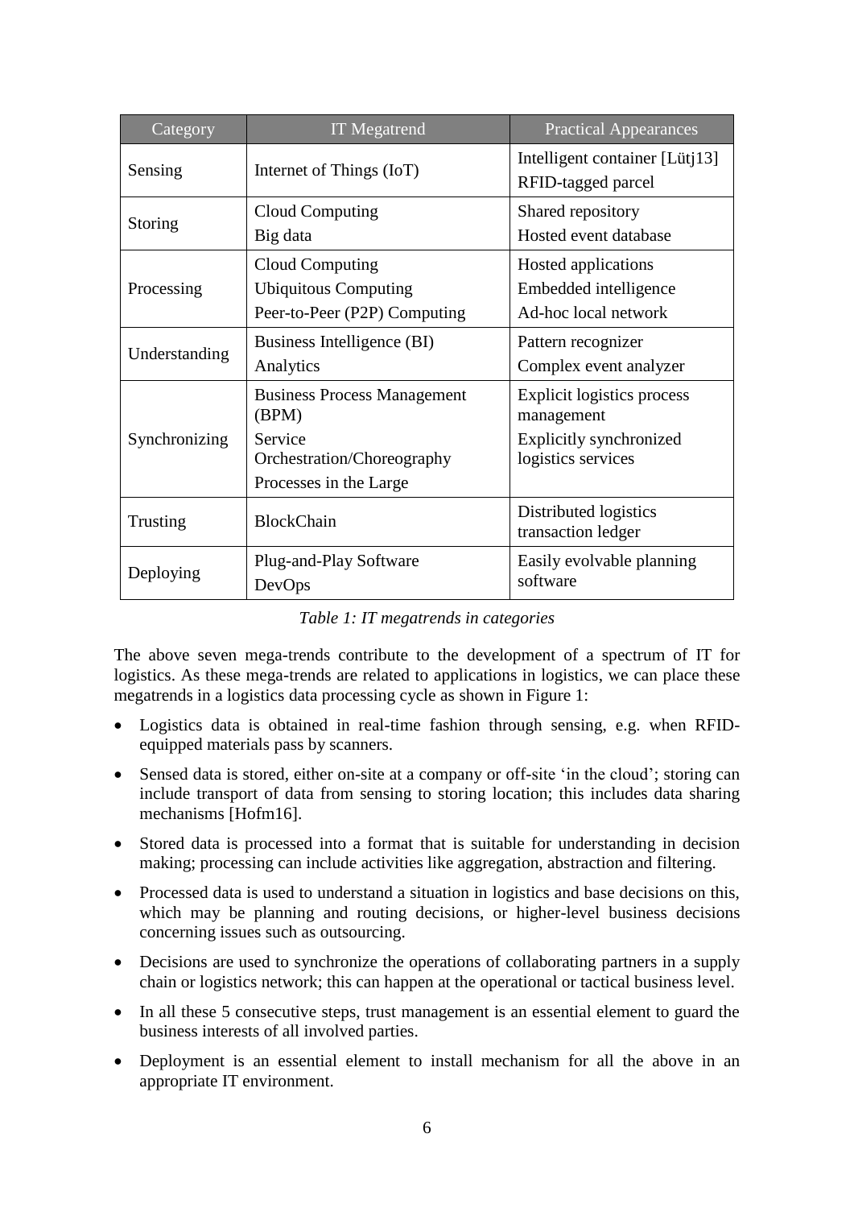| Category | IT Megatrend | Practical Appearances |
| --- | --- | --- |
| Sensing | Internet of Things (IoT) | Intelligent container [Lütj13]<br>RFID-tagged parcel |
| Storing | Cloud Computing<br>Big data | Shared repository<br>Hosted event database |
| Processing | Cloud Computing<br>Ubiquitous Computing<br>Peer-to-Peer (P2P) Computing | Hosted applications<br>Embedded intelligence<br>Ad-hoc local network |
| Understanding | Business Intelligence (BI)<br>Analytics | Pattern recognizer<br>Complex event analyzer |
| Synchronizing | Business Process Management (BPM)<br>Service Orchestration/Choreography<br>Processes in the Large | Explicit logistics process management<br>Explicitly synchronized logistics services |
| Trusting | BlockChain | Distributed logistics transaction ledger |
| Deploying | Plug-and-Play Software<br>DevOps | Easily evolvable planning software |

*Table 1: IT megatrends in categories*

The above seven mega-trends contribute to the development of a spectrum of IT for logistics. As these mega-trends are related to applications in logistics, we can place these megatrends in a logistics data processing cycle as shown in Figure 1:

- Logistics data is obtained in real-time fashion through sensing, e.g. when RFID-equipped materials pass by scanners.
- Sensed data is stored, either on-site at a company or off-site 'in the cloud'; storing can include transport of data from sensing to storing location; this includes data sharing mechanisms [Hofm16].
- Stored data is processed into a format that is suitable for understanding in decision making; processing can include activities like aggregation, abstraction and filtering.
- Processed data is used to understand a situation in logistics and base decisions on this, which may be planning and routing decisions, or higher-level business decisions concerning issues such as outsourcing.
- Decisions are used to synchronize the operations of collaborating partners in a supply chain or logistics network; this can happen at the operational or tactical business level.
- In all these 5 consecutive steps, trust management is an essential element to guard the business interests of all involved parties.
- Deployment is an essential element to install mechanism for all the above in an appropriate IT environment.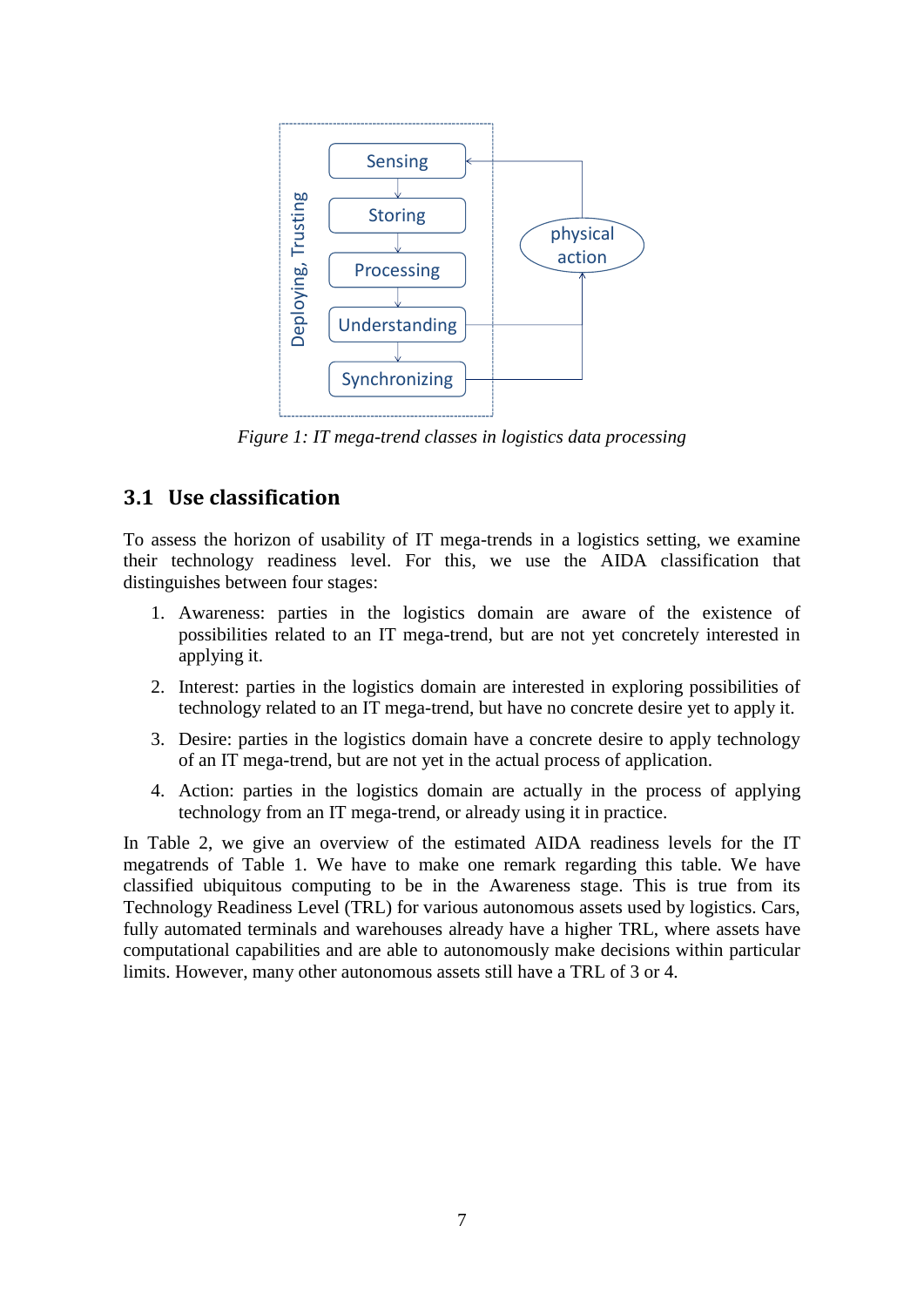Figure 1: IT mega-trend classes in logistics data processing

## 3.1 Use classification

To assess the horizon of usability of IT mega-trends in a logistics setting, we examine their technology readiness level. For this, we use the AIDA classification that distinguishes between four stages:

1. Awareness: parties in the logistics domain are aware of the existence of possibilities related to an IT mega-trend, but are not yet concretely interested in applying it.
2. Interest: parties in the logistics domain are interested in exploring possibilities of technology related to an IT mega-trend, but have no concrete desire yet to apply it.
3. Desire: parties in the logistics domain have a concrete desire to apply technology of an IT mega-trend, but are not yet in the actual process of application.
4. Action: parties in the logistics domain are actually in the process of applying technology from an IT mega-trend, or already using it in practice.

In Table 2, we give an overview of the estimated AIDA readiness levels for the IT megatrends of Table 1. We have to make one remark regarding this table. We have classified ubiquitous computing to be in the Awareness stage. This is true from its Technology Readiness Level (TRL) for various autonomous assets used by logistics. Cars, fully automated terminals and warehouses already have a higher TRL, where assets have computational capabilities and are able to autonomously make decisions within particular limits. However, many other autonomous assets still have a TRL of 3 or 4.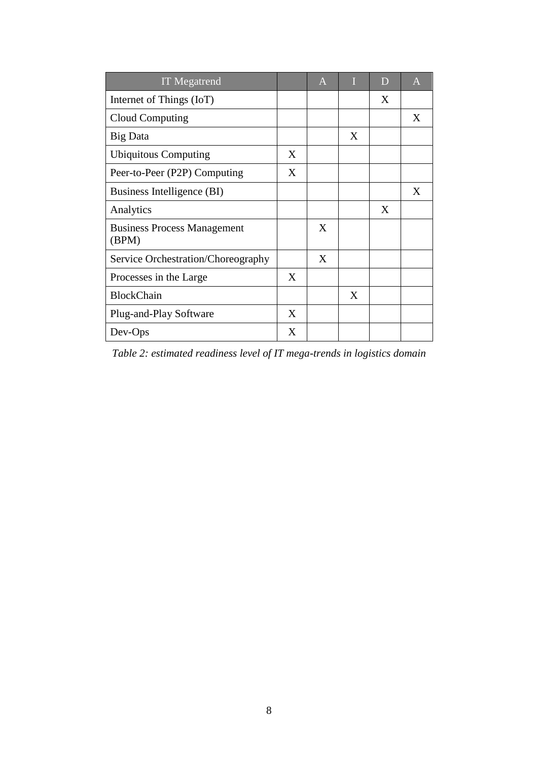| IT Megatrend | | A | I | D | A |
|---|---|---|---|---|---|
| Internet of Things (IoT) | | | | X | |
| Cloud Computing | | | | | X |
| Big Data | | | X | | |
| Ubiquitous Computing | X | | | | |
| Peer-to-Peer (P2P) Computing | X | | | | |
| Business Intelligence (BI) | | | | | X |
| Analytics | | | | X | |
| Business Process Management (BPM) | | X | | | |
| Service Orchestration/Choreography | | X | | | |
| Processes in the Large | X | | | | |
| BlockChain | | | X | | |
| Plug-and-Play Software | X | | | | |
| Dev-Ops | X | | | | |

*Table 2: estimated readiness level of IT mega-trends in logistics domain*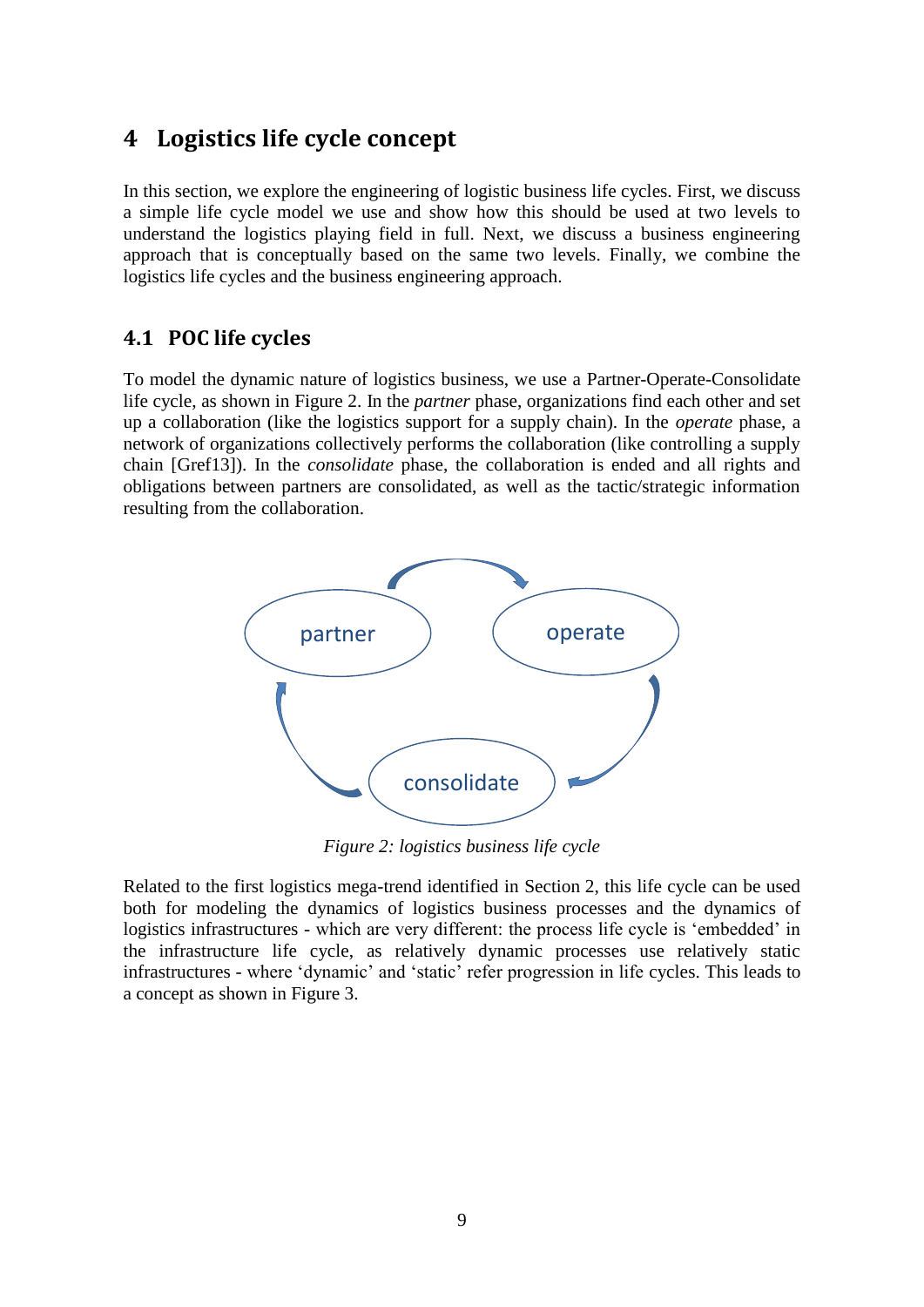# 4 Logistics life cycle concept

In this section, we explore the engineering of logistic business life cycles. First, we discuss a simple life cycle model we use and show how this should be used at two levels to understand the logistics playing field in full. Next, we discuss a business engineering approach that is conceptually based on the same two levels. Finally, we combine the logistics life cycles and the business engineering approach.

## 4.1 POC life cycles

To model the dynamic nature of logistics business, we use a Partner-Operate-Consolidate life cycle, as shown in Figure 2. In the *partner* phase, organizations find each other and set up a collaboration (like the logistics support for a supply chain). In the *operate* phase, a network of organizations collectively performs the collaboration (like controlling a supply chain [Gref13]). In the *consolidate* phase, the collaboration is ended and all rights and obligations between partners are consolidated, as well as the tactic/strategic information resulting from the collaboration.

partner → operate → consolidate → partner

*Figure 2: logistics business life cycle*

Related to the first logistics mega-trend identified in Section 2, this life cycle can be used both for modeling the dynamics of logistics business processes and the dynamics of logistics infrastructures - which are very different: the process life cycle is 'embedded' in the infrastructure life cycle, as relatively dynamic processes use relatively static infrastructures - where 'dynamic' and 'static' refer progression in life cycles. This leads to a concept as shown in Figure 3.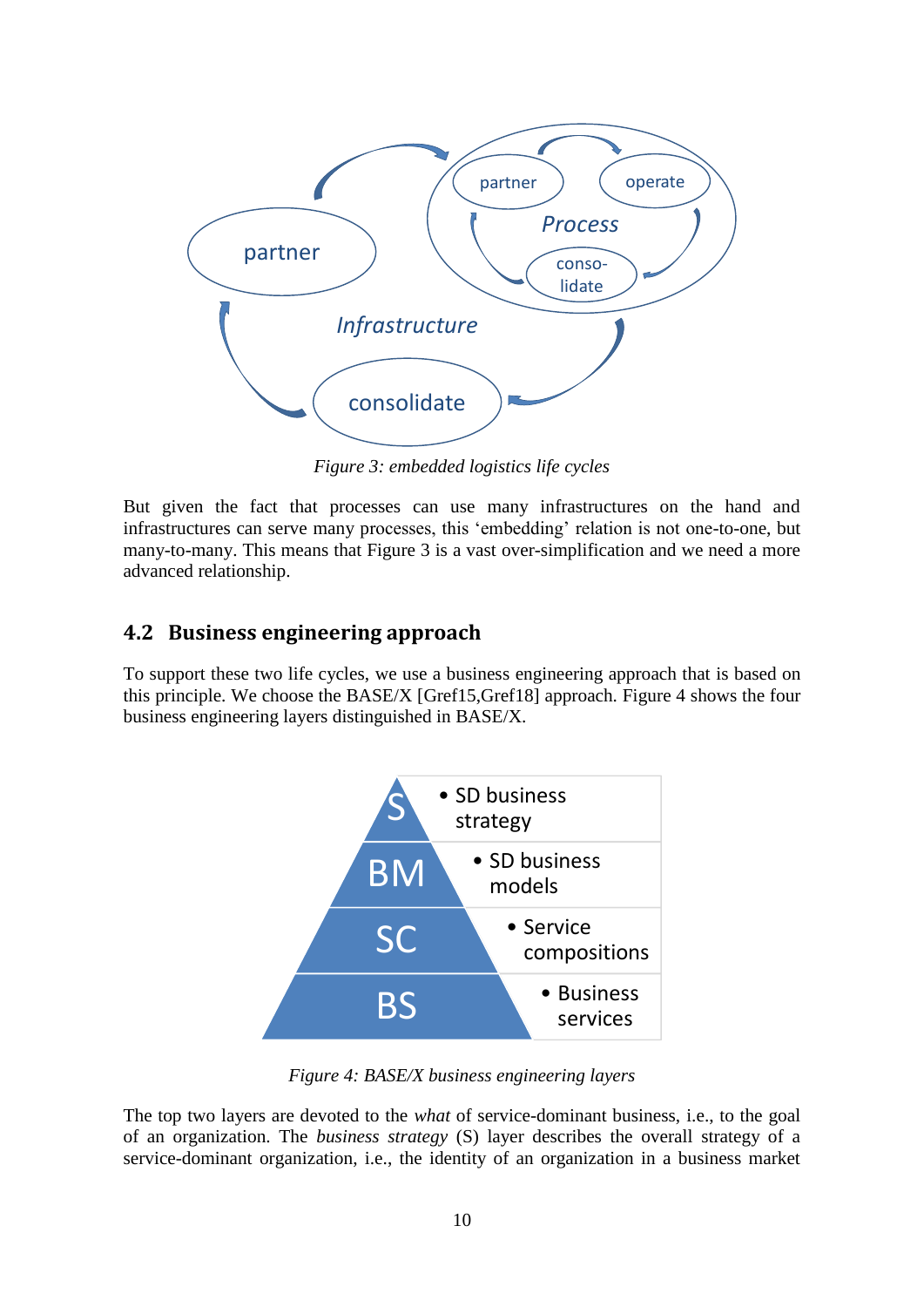*Figure 3: embedded logistics life cycles*

But given the fact that processes can use many infrastructures on the hand and infrastructures can serve many processes, this 'embedding' relation is not one-to-one, but many-to-many. This means that Figure 3 is a vast over-simplification and we need a more advanced relationship.

## 4.2 Business engineering approach

To support these two life cycles, we use a business engineering approach that is based on this principle. We choose the BASE/X [Gref15,Gref18] approach. Figure 4 shows the four business engineering layers distinguished in BASE/X.

*Figure 4: BASE/X business engineering layers*

The top two layers are devoted to the *what* of service-dominant business, i.e., to the goal of an organization. The *business strategy* (S) layer describes the overall strategy of a service-dominant organization, i.e., the identity of an organization in a business market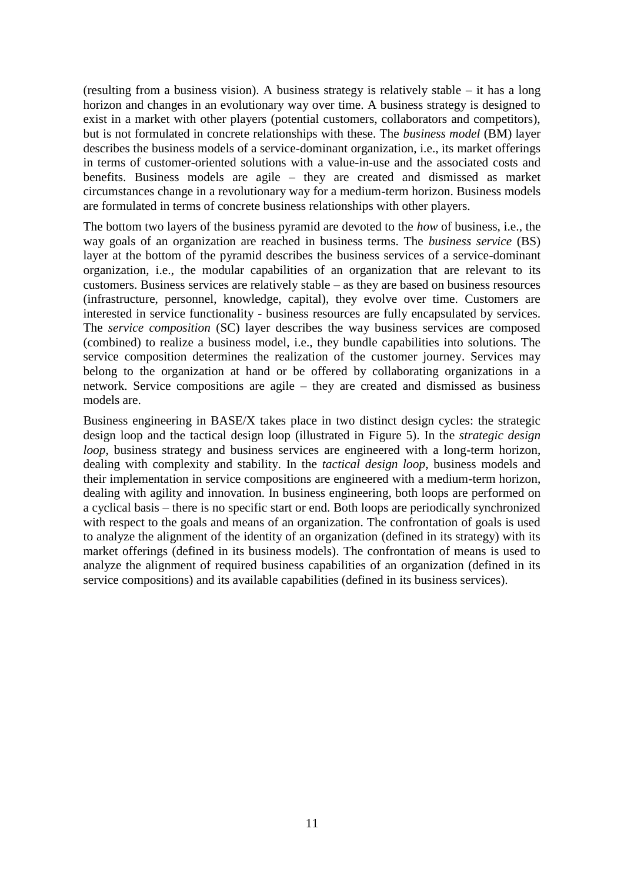(resulting from a business vision). A business strategy is relatively stable – it has a long horizon and changes in an evolutionary way over time. A business strategy is designed to exist in a market with other players (potential customers, collaborators and competitors), but is not formulated in concrete relationships with these. The *business model* (BM) layer describes the business models of a service-dominant organization, i.e., its market offerings in terms of customer-oriented solutions with a value-in-use and the associated costs and benefits. Business models are agile – they are created and dismissed as market circumstances change in a revolutionary way for a medium-term horizon. Business models are formulated in terms of concrete business relationships with other players.

The bottom two layers of the business pyramid are devoted to the *how* of business, i.e., the way goals of an organization are reached in business terms. The *business service* (BS) layer at the bottom of the pyramid describes the business services of a service-dominant organization, i.e., the modular capabilities of an organization that are relevant to its customers. Business services are relatively stable – as they are based on business resources (infrastructure, personnel, knowledge, capital), they evolve over time. Customers are interested in service functionality - business resources are fully encapsulated by services. The *service composition* (SC) layer describes the way business services are composed (combined) to realize a business model, i.e., they bundle capabilities into solutions. The service composition determines the realization of the customer journey. Services may belong to the organization at hand or be offered by collaborating organizations in a network. Service compositions are agile – they are created and dismissed as business models are.

Business engineering in BASE/X takes place in two distinct design cycles: the strategic design loop and the tactical design loop (illustrated in Figure 5). In the *strategic design loop*, business strategy and business services are engineered with a long-term horizon, dealing with complexity and stability. In the *tactical design loop*, business models and their implementation in service compositions are engineered with a medium-term horizon, dealing with agility and innovation. In business engineering, both loops are performed on a cyclical basis – there is no specific start or end. Both loops are periodically synchronized with respect to the goals and means of an organization. The confrontation of goals is used to analyze the alignment of the identity of an organization (defined in its strategy) with its market offerings (defined in its business models). The confrontation of means is used to analyze the alignment of required business capabilities of an organization (defined in its service compositions) and its available capabilities (defined in its business services).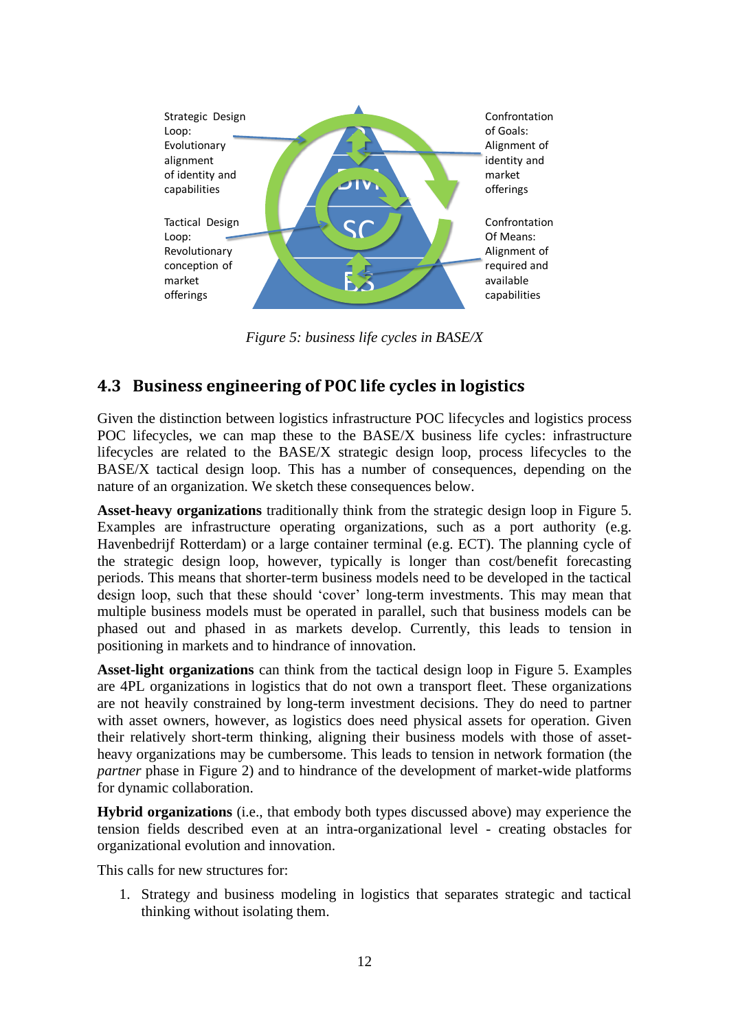Strategic Design Loop: Evolutionary alignment of identity and capabilities

Confrontation of Goals: Alignment of identity and market offerings

Tactical Design Loop: Revolutionary conception of market offerings

Confrontation Of Means: Alignment of required and available capabilities

*Figure 5: business life cycles in BASE/X*

## 4.3 Business engineering of POC life cycles in logistics

Given the distinction between logistics infrastructure POC lifecycles and logistics process POC lifecycles, we can map these to the BASE/X business life cycles: infrastructure lifecycles are related to the BASE/X strategic design loop, process lifecycles to the BASE/X tactical design loop. This has a number of consequences, depending on the nature of an organization. We sketch these consequences below.

**Asset-heavy organizations** traditionally think from the strategic design loop in Figure 5. Examples are infrastructure operating organizations, such as a port authority (e.g. Havenbedrijf Rotterdam) or a large container terminal (e.g. ECT). The planning cycle of the strategic design loop, however, typically is longer than cost/benefit forecasting periods. This means that shorter-term business models need to be developed in the tactical design loop, such that these should 'cover' long-term investments. This may mean that multiple business models must be operated in parallel, such that business models can be phased out and phased in as markets develop. Currently, this leads to tension in positioning in markets and to hindrance of innovation.

**Asset-light organizations** can think from the tactical design loop in Figure 5. Examples are 4PL organizations in logistics that do not own a transport fleet. These organizations are not heavily constrained by long-term investment decisions. They do need to partner with asset owners, however, as logistics does need physical assets for operation. Given their relatively short-term thinking, aligning their business models with those of asset-heavy organizations may be cumbersome. This leads to tension in network formation (the *partner* phase in Figure 2) and to hindrance of the development of market-wide platforms for dynamic collaboration.

**Hybrid organizations** (i.e., that embody both types discussed above) may experience the tension fields described even at an intra-organizational level - creating obstacles for organizational evolution and innovation.

This calls for new structures for:

1. Strategy and business modeling in logistics that separates strategic and tactical thinking without isolating them.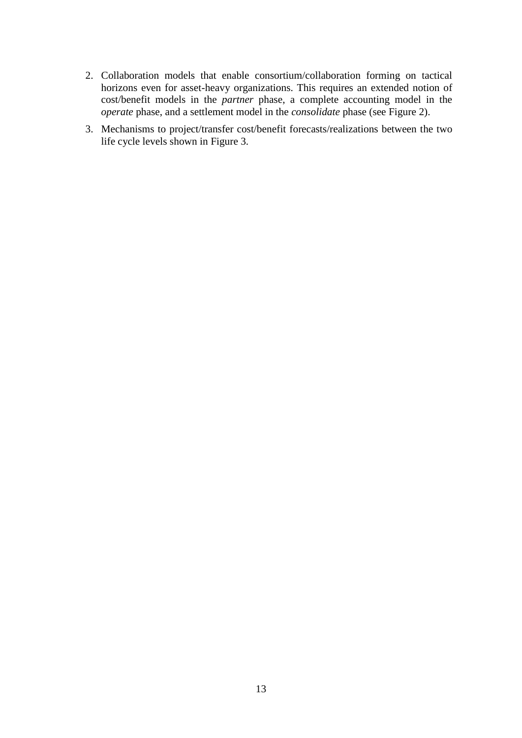2. Collaboration models that enable consortium/collaboration forming on tactical horizons even for asset-heavy organizations. This requires an extended notion of cost/benefit models in the *partner* phase, a complete accounting model in the *operate* phase, and a settlement model in the *consolidate* phase (see Figure 2).

3. Mechanisms to project/transfer cost/benefit forecasts/realizations between the two life cycle levels shown in Figure 3.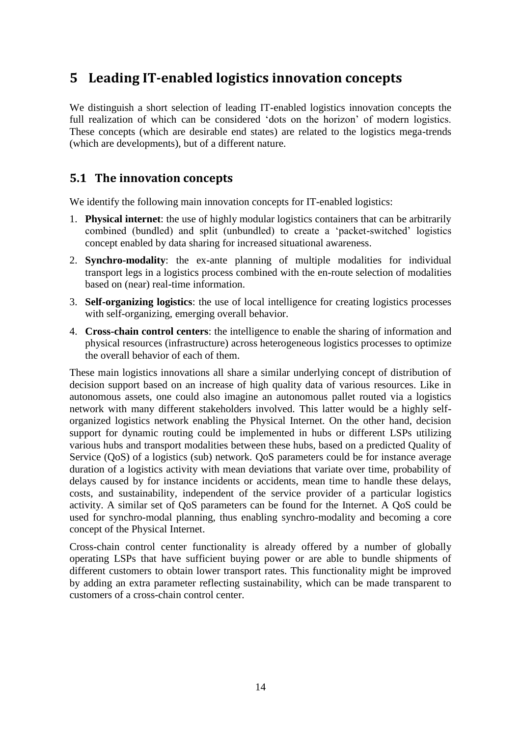# 5 Leading IT-enabled logistics innovation concepts

We distinguish a short selection of leading IT-enabled logistics innovation concepts the full realization of which can be considered 'dots on the horizon' of modern logistics. These concepts (which are desirable end states) are related to the logistics mega-trends (which are developments), but of a different nature.

## 5.1 The innovation concepts

We identify the following main innovation concepts for IT-enabled logistics:

1. **Physical internet**: the use of highly modular logistics containers that can be arbitrarily combined (bundled) and split (unbundled) to create a 'packet-switched' logistics concept enabled by data sharing for increased situational awareness.
2. **Synchro-modality**: the ex-ante planning of multiple modalities for individual transport legs in a logistics process combined with the en-route selection of modalities based on (near) real-time information.
3. **Self-organizing logistics**: the use of local intelligence for creating logistics processes with self-organizing, emerging overall behavior.
4. **Cross-chain control centers**: the intelligence to enable the sharing of information and physical resources (infrastructure) across heterogeneous logistics processes to optimize the overall behavior of each of them.

These main logistics innovations all share a similar underlying concept of distribution of decision support based on an increase of high quality data of various resources. Like in autonomous assets, one could also imagine an autonomous pallet routed via a logistics network with many different stakeholders involved. This latter would be a highly self-organized logistics network enabling the Physical Internet. On the other hand, decision support for dynamic routing could be implemented in hubs or different LSPs utilizing various hubs and transport modalities between these hubs, based on a predicted Quality of Service (QoS) of a logistics (sub) network. QoS parameters could be for instance average duration of a logistics activity with mean deviations that variate over time, probability of delays caused by for instance incidents or accidents, mean time to handle these delays, costs, and sustainability, independent of the service provider of a particular logistics activity. A similar set of QoS parameters can be found for the Internet. A QoS could be used for synchro-modal planning, thus enabling synchro-modality and becoming a core concept of the Physical Internet.

Cross-chain control center functionality is already offered by a number of globally operating LSPs that have sufficient buying power or are able to bundle shipments of different customers to obtain lower transport rates. This functionality might be improved by adding an extra parameter reflecting sustainability, which can be made transparent to customers of a cross-chain control center.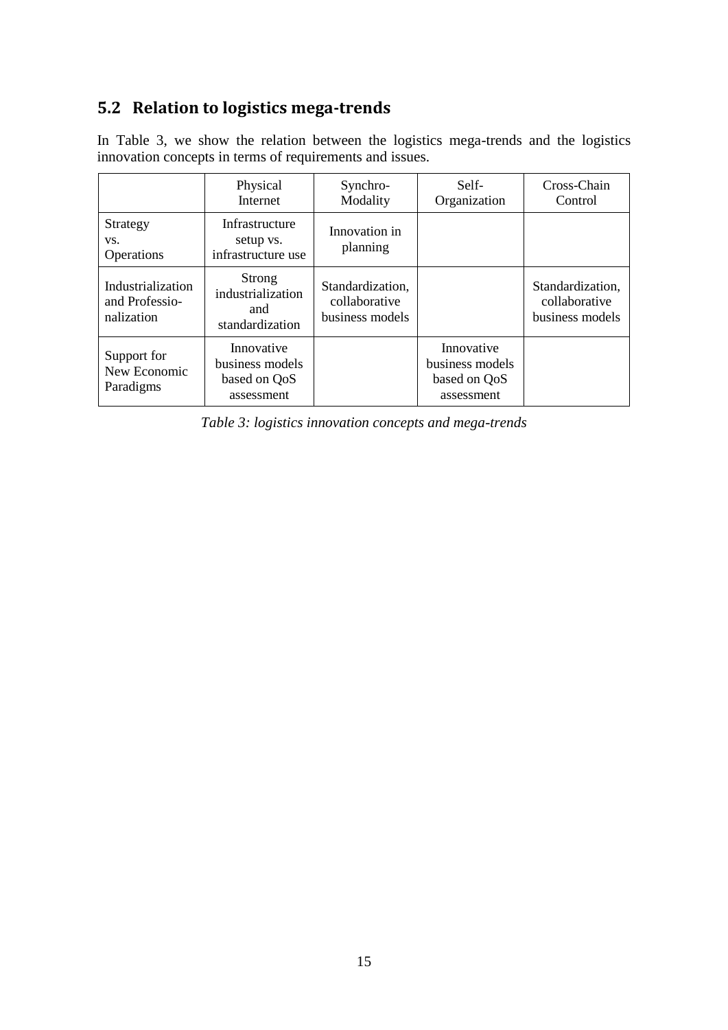## 5.2 Relation to logistics mega-trends

In Table 3, we show the relation between the logistics mega-trends and the logistics innovation concepts in terms of requirements and issues.

| | Physical Internet | Synchro-Modality | Self-Organization | Cross-Chain Control |
|---|---|---|---|---|
| Strategy vs. Operations | Infrastructure setup vs. infrastructure use | Innovation in planning | | |
| Industrialization and Professio-nalization | Strong industrialization and standardization | Standardization, collaborative business models | | Standardization, collaborative business models |
| Support for New Economic Paradigms | Innovative business models based on QoS assessment | | Innovative business models based on QoS assessment | |

*Table 3: logistics innovation concepts and mega-trends*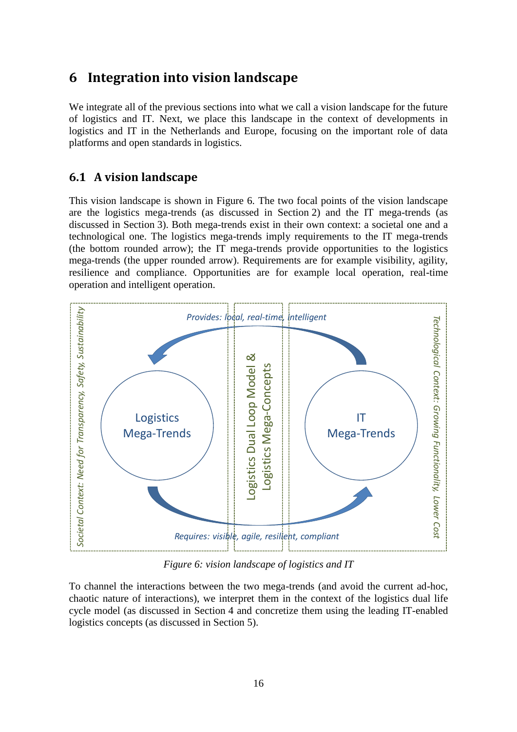# 6 Integration into vision landscape

We integrate all of the previous sections into what we call a vision landscape for the future of logistics and IT. Next, we place this landscape in the context of developments in logistics and IT in the Netherlands and Europe, focusing on the important role of data platforms and open standards in logistics.

## 6.1 A vision landscape

This vision landscape is shown in Figure 6. The two focal points of the vision landscape are the logistics mega-trends (as discussed in Section 2) and the IT mega-trends (as discussed in Section 3). Both mega-trends exist in their own context: a societal one and a technological one. The logistics mega-trends imply requirements to the IT mega-trends (the bottom rounded arrow); the IT mega-trends provide opportunities to the logistics mega-trends (the upper rounded arrow). Requirements are for example visibility, agility, resilience and compliance. Opportunities are for example local operation, real-time operation and intelligent operation.

*Figure 6: vision landscape of logistics and IT*

To channel the interactions between the two mega-trends (and avoid the current ad-hoc, chaotic nature of interactions), we interpret them in the context of the logistics dual life cycle model (as discussed in Section 4 and concretize them using the leading IT-enabled logistics concepts (as discussed in Section 5).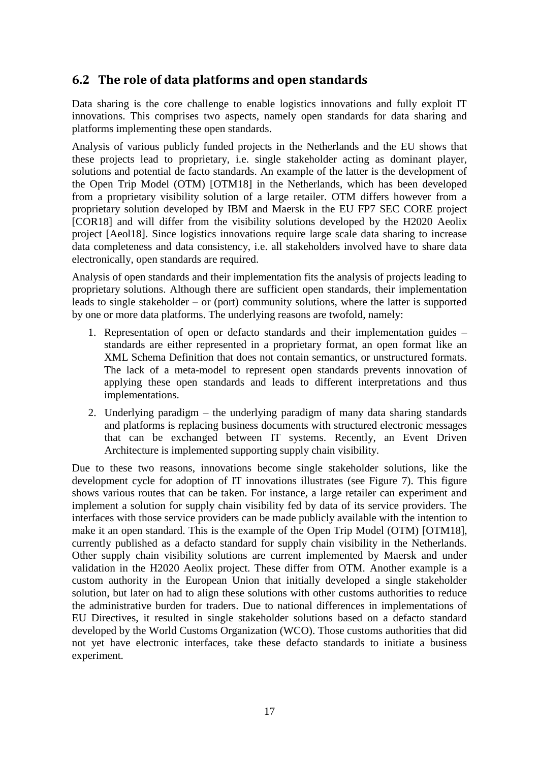## 6.2 The role of data platforms and open standards

Data sharing is the core challenge to enable logistics innovations and fully exploit IT innovations. This comprises two aspects, namely open standards for data sharing and platforms implementing these open standards.

Analysis of various publicly funded projects in the Netherlands and the EU shows that these projects lead to proprietary, i.e. single stakeholder acting as dominant player, solutions and potential de facto standards. An example of the latter is the development of the Open Trip Model (OTM) [OTM18] in the Netherlands, which has been developed from a proprietary visibility solution of a large retailer. OTM differs however from a proprietary solution developed by IBM and Maersk in the EU FP7 SEC CORE project [COR18] and will differ from the visibility solutions developed by the H2020 Aeolix project [Aeol18]. Since logistics innovations require large scale data sharing to increase data completeness and data consistency, i.e. all stakeholders involved have to share data electronically, open standards are required.

Analysis of open standards and their implementation fits the analysis of projects leading to proprietary solutions. Although there are sufficient open standards, their implementation leads to single stakeholder – or (port) community solutions, where the latter is supported by one or more data platforms. The underlying reasons are twofold, namely:

1. Representation of open or defacto standards and their implementation guides – standards are either represented in a proprietary format, an open format like an XML Schema Definition that does not contain semantics, or unstructured formats. The lack of a meta-model to represent open standards prevents innovation of applying these open standards and leads to different interpretations and thus implementations.
2. Underlying paradigm – the underlying paradigm of many data sharing standards and platforms is replacing business documents with structured electronic messages that can be exchanged between IT systems. Recently, an Event Driven Architecture is implemented supporting supply chain visibility.

Due to these two reasons, innovations become single stakeholder solutions, like the development cycle for adoption of IT innovations illustrates (see Figure 7). This figure shows various routes that can be taken. For instance, a large retailer can experiment and implement a solution for supply chain visibility fed by data of its service providers. The interfaces with those service providers can be made publicly available with the intention to make it an open standard. This is the example of the Open Trip Model (OTM) [OTM18], currently published as a defacto standard for supply chain visibility in the Netherlands. Other supply chain visibility solutions are current implemented by Maersk and under validation in the H2020 Aeolix project. These differ from OTM. Another example is a custom authority in the European Union that initially developed a single stakeholder solution, but later on had to align these solutions with other customs authorities to reduce the administrative burden for traders. Due to national differences in implementations of EU Directives, it resulted in single stakeholder solutions based on a defacto standard developed by the World Customs Organization (WCO). Those customs authorities that did not yet have electronic interfaces, take these defacto standards to initiate a business experiment.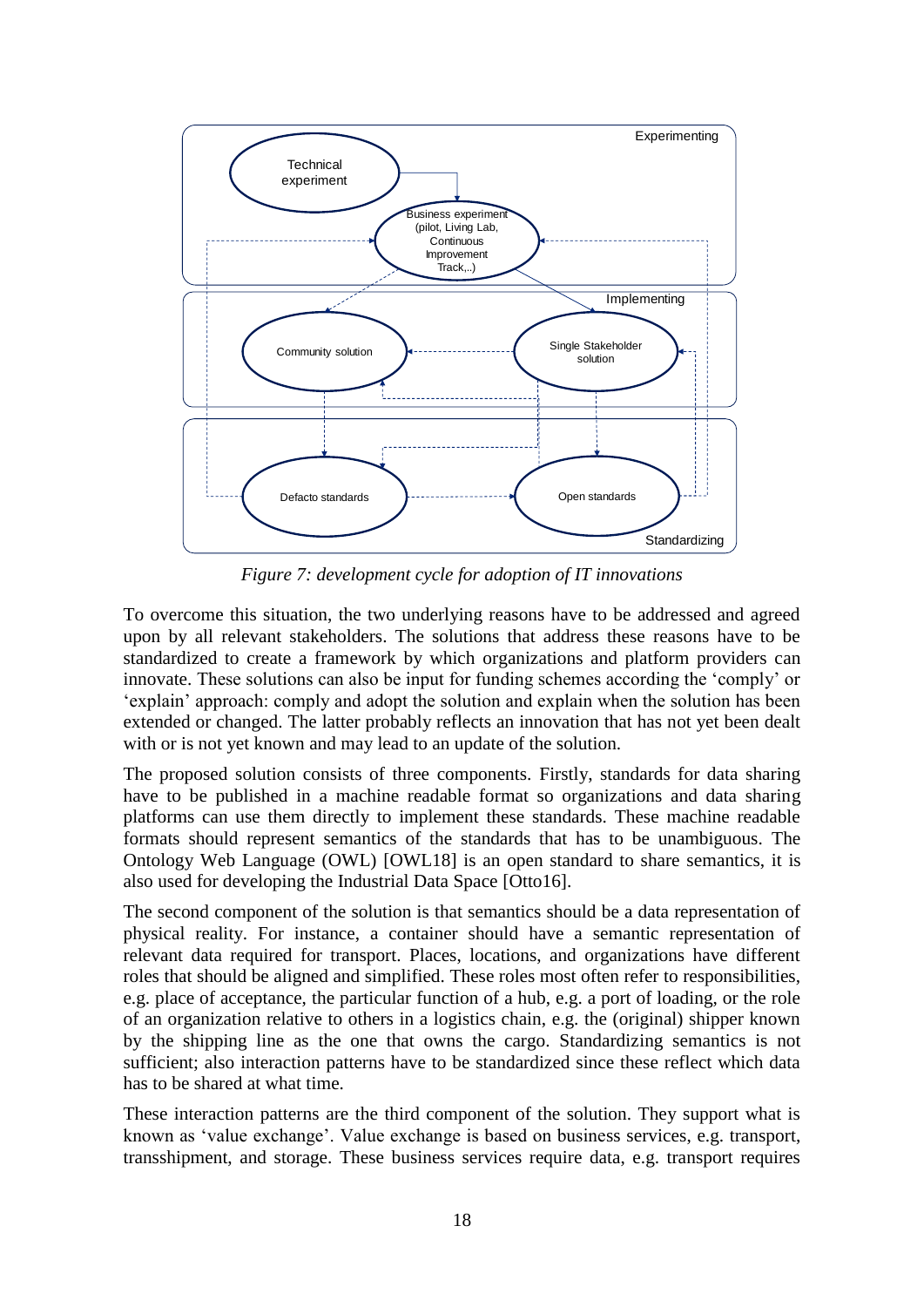*Figure 7: development cycle for adoption of IT innovations*

To overcome this situation, the two underlying reasons have to be addressed and agreed upon by all relevant stakeholders. The solutions that address these reasons have to be standardized to create a framework by which organizations and platform providers can innovate. These solutions can also be input for funding schemes according the 'comply' or 'explain' approach: comply and adopt the solution and explain when the solution has been extended or changed. The latter probably reflects an innovation that has not yet been dealt with or is not yet known and may lead to an update of the solution.

The proposed solution consists of three components. Firstly, standards for data sharing have to be published in a machine readable format so organizations and data sharing platforms can use them directly to implement these standards. These machine readable formats should represent semantics of the standards that has to be unambiguous. The Ontology Web Language (OWL) [OWL18] is an open standard to share semantics, it is also used for developing the Industrial Data Space [Otto16].

The second component of the solution is that semantics should be a data representation of physical reality. For instance, a container should have a semantic representation of relevant data required for transport. Places, locations, and organizations have different roles that should be aligned and simplified. These roles most often refer to responsibilities, e.g. place of acceptance, the particular function of a hub, e.g. a port of loading, or the role of an organization relative to others in a logistics chain, e.g. the (original) shipper known by the shipping line as the one that owns the cargo. Standardizing semantics is not sufficient; also interaction patterns have to be standardized since these reflect which data has to be shared at what time.

These interaction patterns are the third component of the solution. They support what is known as 'value exchange'. Value exchange is based on business services, e.g. transport, transshipment, and storage. These business services require data, e.g. transport requires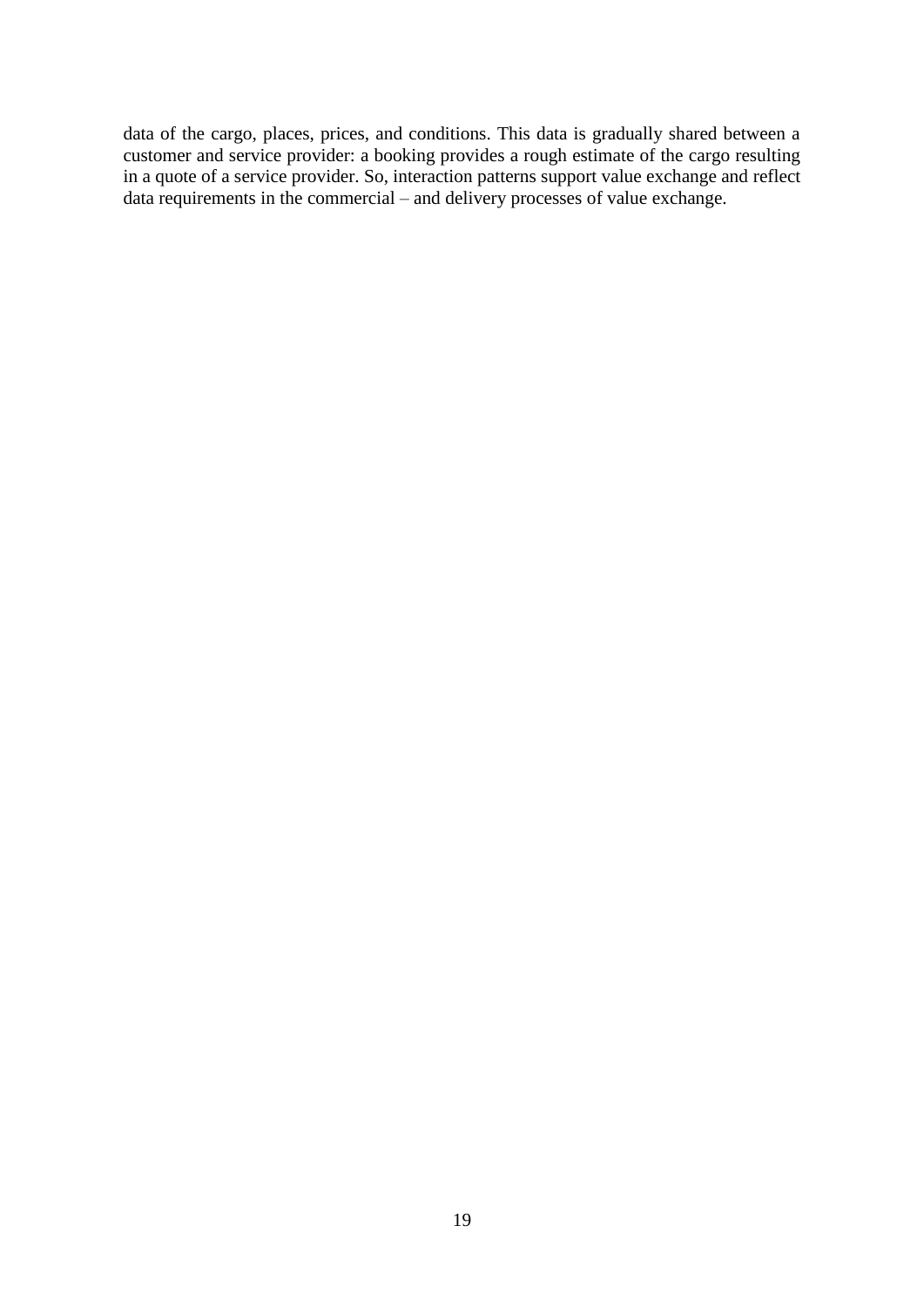data of the cargo, places, prices, and conditions. This data is gradually shared between a customer and service provider: a booking provides a rough estimate of the cargo resulting in a quote of a service provider. So, interaction patterns support value exchange and reflect data requirements in the commercial – and delivery processes of value exchange.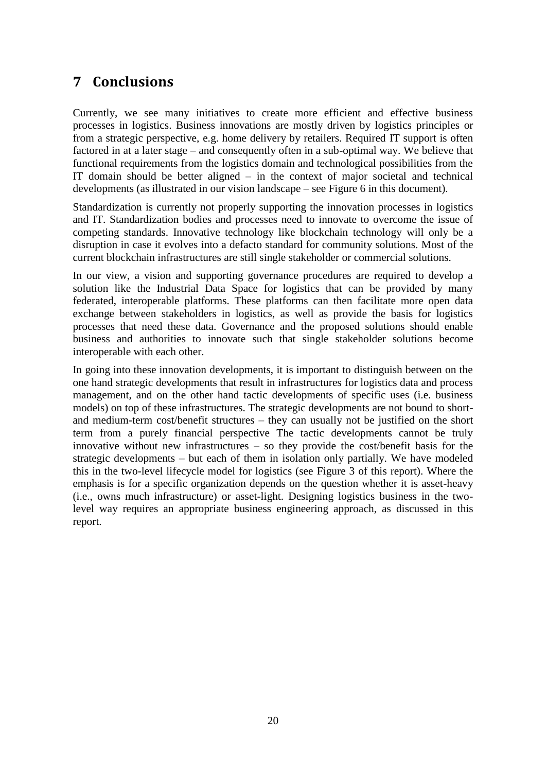# 7 Conclusions

Currently, we see many initiatives to create more efficient and effective business processes in logistics. Business innovations are mostly driven by logistics principles or from a strategic perspective, e.g. home delivery by retailers. Required IT support is often factored in at a later stage – and consequently often in a sub-optimal way. We believe that functional requirements from the logistics domain and technological possibilities from the IT domain should be better aligned – in the context of major societal and technical developments (as illustrated in our vision landscape – see Figure 6 in this document).

Standardization is currently not properly supporting the innovation processes in logistics and IT. Standardization bodies and processes need to innovate to overcome the issue of competing standards. Innovative technology like blockchain technology will only be a disruption in case it evolves into a defacto standard for community solutions. Most of the current blockchain infrastructures are still single stakeholder or commercial solutions.

In our view, a vision and supporting governance procedures are required to develop a solution like the Industrial Data Space for logistics that can be provided by many federated, interoperable platforms. These platforms can then facilitate more open data exchange between stakeholders in logistics, as well as provide the basis for logistics processes that need these data. Governance and the proposed solutions should enable business and authorities to innovate such that single stakeholder solutions become interoperable with each other.

In going into these innovation developments, it is important to distinguish between on the one hand strategic developments that result in infrastructures for logistics data and process management, and on the other hand tactic developments of specific uses (i.e. business models) on top of these infrastructures. The strategic developments are not bound to short- and medium-term cost/benefit structures – they can usually not be justified on the short term from a purely financial perspective The tactic developments cannot be truly innovative without new infrastructures – so they provide the cost/benefit basis for the strategic developments – but each of them in isolation only partially. We have modeled this in the two-level lifecycle model for logistics (see Figure 3 of this report). Where the emphasis is for a specific organization depends on the question whether it is asset-heavy (i.e., owns much infrastructure) or asset-light. Designing logistics business in the two-level way requires an appropriate business engineering approach, as discussed in this report.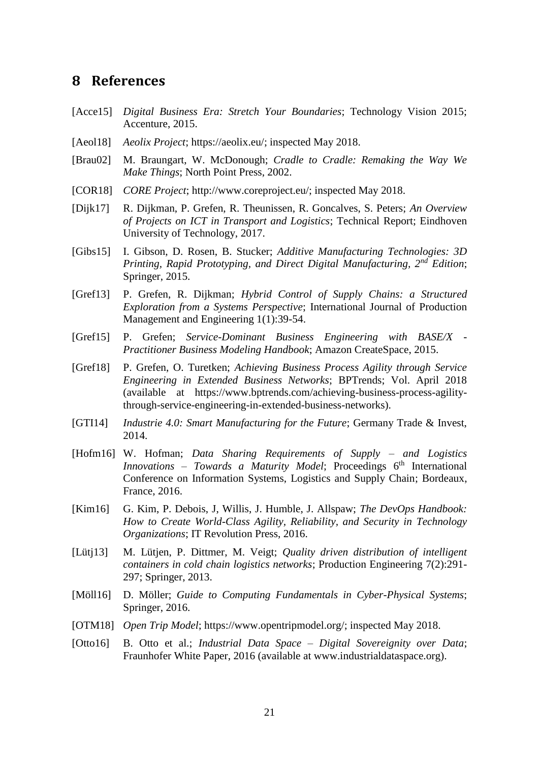## 8 References

[Acce15] *Digital Business Era: Stretch Your Boundaries*; Technology Vision 2015; Accenture, 2015.

[Aeol18] *Aeolix Project*; https://aeolix.eu/; inspected May 2018.

[Brau02] M. Braungart, W. McDonough; *Cradle to Cradle: Remaking the Way We Make Things*; North Point Press, 2002.

[COR18] *CORE Project*; http://www.coreproject.eu/; inspected May 2018.

[Dijk17] R. Dijkman, P. Grefen, R. Theunissen, R. Goncalves, S. Peters; *An Overview of Projects on ICT in Transport and Logistics*; Technical Report; Eindhoven University of Technology, 2017.

[Gibs15] I. Gibson, D. Rosen, B. Stucker; *Additive Manufacturing Technologies: 3D Printing, Rapid Prototyping, and Direct Digital Manufacturing, 2nd Edition*; Springer, 2015.

[Gref13] P. Grefen, R. Dijkman; *Hybrid Control of Supply Chains: a Structured Exploration from a Systems Perspective*; International Journal of Production Management and Engineering 1(1):39-54.

[Gref15] P. Grefen; *Service-Dominant Business Engineering with BASE/X - Practitioner Business Modeling Handbook*; Amazon CreateSpace, 2015.

[Gref18] P. Grefen, O. Turetken; *Achieving Business Process Agility through Service Engineering in Extended Business Networks*; BPTrends; Vol. April 2018 (available at https://www.bptrends.com/achieving-business-process-agility-through-service-engineering-in-extended-business-networks).

[GTI14] *Industrie 4.0: Smart Manufacturing for the Future*; Germany Trade & Invest, 2014.

[Hofm16] W. Hofman; *Data Sharing Requirements of Supply – and Logistics Innovations – Towards a Maturity Model*; Proceedings 6th International Conference on Information Systems, Logistics and Supply Chain; Bordeaux, France, 2016.

[Kim16] G. Kim, P. Debois, J, Willis, J. Humble, J. Allspaw; *The DevOps Handbook: How to Create World-Class Agility, Reliability, and Security in Technology Organizations*; IT Revolution Press, 2016.

[Lütj13] M. Lütjen, P. Dittmer, M. Veigt; *Quality driven distribution of intelligent containers in cold chain logistics networks*; Production Engineering 7(2):291-297; Springer, 2013.

[Möll16] D. Möller; *Guide to Computing Fundamentals in Cyber-Physical Systems*; Springer, 2016.

[OTM18] *Open Trip Model*; https://www.opentripmodel.org/; inspected May 2018.

[Otto16] B. Otto et al.; *Industrial Data Space – Digital Sovereignity over Data*; Fraunhofer White Paper, 2016 (available at www.industrialdataspace.org).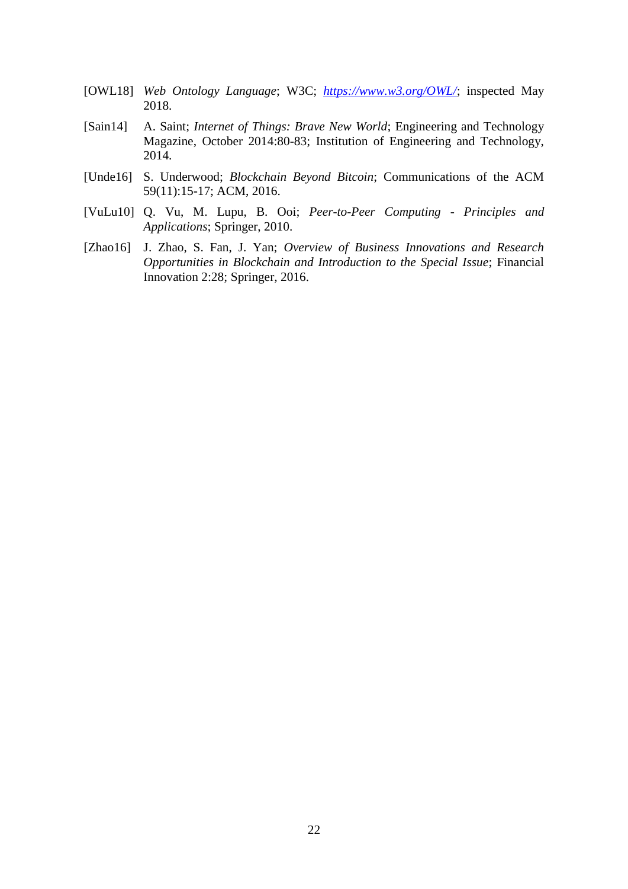[OWL18] *Web Ontology Language*; W3C; [https://www.w3.org/OWL/](https://www.w3.org/OWL/); inspected May 2018.

[Sain14] A. Saint; *Internet of Things: Brave New World*; Engineering and Technology Magazine, October 2014:80-83; Institution of Engineering and Technology, 2014.

[Unde16] S. Underwood; *Blockchain Beyond Bitcoin*; Communications of the ACM 59(11):15-17; ACM, 2016.

[VuLu10] Q. Vu, M. Lupu, B. Ooi; *Peer-to-Peer Computing - Principles and Applications*; Springer, 2010.

[Zhao16] J. Zhao, S. Fan, J. Yan; *Overview of Business Innovations and Research Opportunities in Blockchain and Introduction to the Special Issue*; Financial Innovation 2:28; Springer, 2016.